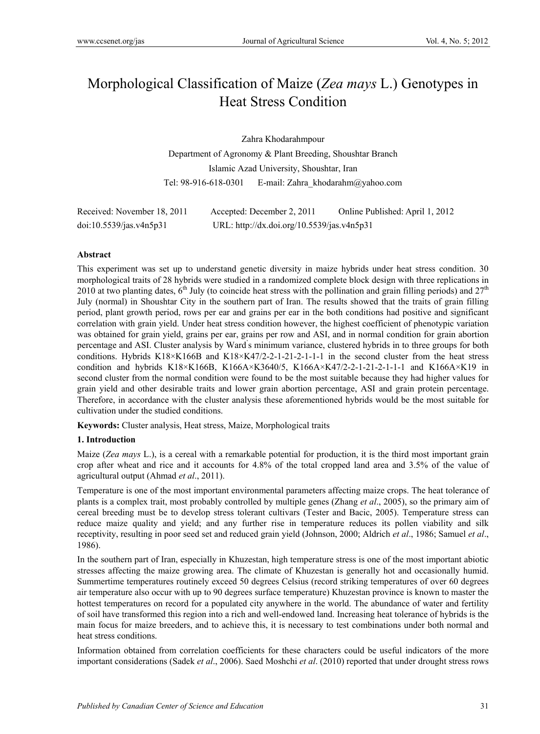# Morphological Classification of Maize (*Zea mays* L.) Genotypes in Heat Stress Condition

Zahra Khodarahmpour

Department of Agronomy & Plant Breeding, Shoushtar Branch

Islamic Azad University, Shoushtar, Iran

Tel: 98-916-618-0301 E-mail: Zahra_khodarahm@yahoo.com

Received: November 18, 2011 Accepted: December 2, 2011 Online Published: April 1, 2012

doi:10.5539/jas.v4n5p31 URL: http://dx.doi.org/10.5539/jas.v4n5p31

**Abstract**

This experiment was set up to understand genetic diversity in maize hybrids under heat stress condition. 30 morphological traits of 28 hybrids were studied in a randomized complete block design with three replications in 2010 at two planting dates, 6th July (to coincide heat stress with the pollination and grain filling periods) and 27th July (normal) in Shoushtar City in the southern part of Iran. The results showed that the traits of grain filling period, plant growth period, rows per ear and grains per ear in the both conditions had positive and significant correlation with grain yield. Under heat stress condition however, the highest coefficient of phenotypic variation was obtained for grain yield, grains per ear, grains per row and ASI, and in normal condition for grain abortion percentage and ASI. Cluster analysis by Ward`s minimum variance, clustered hybrids in to three groups for both conditions. Hybrids K18×K166B and K18×K47/2-2-1-21-2-1-1-1 in the second cluster from the heat stress condition and hybrids K18×K166B, K166A×K3640/5, K166A×K47/2-2-1-21-2-1-1-1 and K166A×K19 in second cluster from the normal condition were found to be the most suitable because they had higher values for grain yield and other desirable traits and lower grain abortion percentage, ASI and grain protein percentage. Therefore, in accordance with the cluster analysis these aforementioned hybrids would be the most suitable for cultivation under the studied conditions.

**Keywords:** Cluster analysis, Heat stress, Maize, Morphological traits

## 1. Introduction

Maize (*Zea mays* L.), is a cereal with a remarkable potential for production, it is the third most important grain crop after wheat and rice and it accounts for 4.8% of the total cropped land area and 3.5% of the value of agricultural output (Ahmad *et al*., 2011).

Temperature is one of the most important environmental parameters affecting maize crops. The heat tolerance of plants is a complex trait, most probably controlled by multiple genes (Zhang *et al*., 2005), so the primary aim of cereal breeding must be to develop stress tolerant cultivars (Tester and Bacic, 2005). Temperature stress can reduce maize quality and yield; and any further rise in temperature reduces its pollen viability and silk receptivity, resulting in poor seed set and reduced grain yield (Johnson, 2000; Aldrich *et al*., 1986; Samuel *et al*., 1986).

In the southern part of Iran, especially in Khuzestan, high temperature stress is one of the most important abiotic stresses affecting the maize growing area. The climate of Khuzestan is generally hot and occasionally humid. Summertime temperatures routinely exceed 50 degrees Celsius (record striking temperatures of over 60 degrees air temperature also occur with up to 90 degrees surface temperature) Khuzestan province is known to master the hottest temperatures on record for a populated city anywhere in the world. The abundance of water and fertility of soil have transformed this region into a rich and well-endowed land. Increasing heat tolerance of hybrids is the main focus for maize breeders, and to achieve this, it is necessary to test combinations under both normal and heat stress conditions.

Information obtained from correlation coefficients for these characters could be useful indicators of the more important considerations (Sadek *et al*., 2006). Saed Moshchi *et al*. (2010) reported that under drought stress rows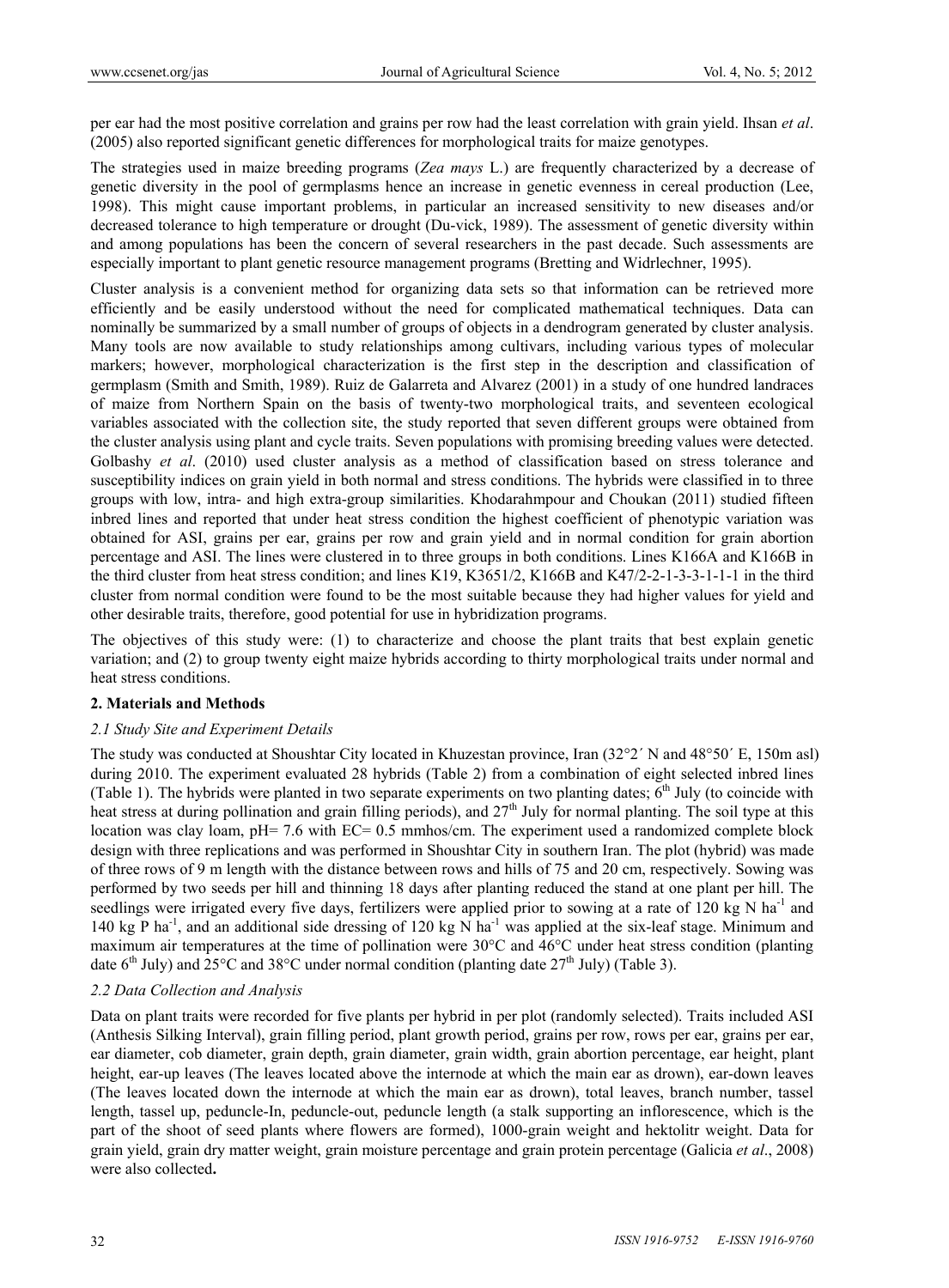per ear had the most positive correlation and grains per row had the least correlation with grain yield. Ihsan *et al*. (2005) also reported significant genetic differences for morphological traits for maize genotypes.

The strategies used in maize breeding programs (*Zea mays* L.) are frequently characterized by a decrease of genetic diversity in the pool of germplasms hence an increase in genetic evenness in cereal production (Lee, 1998). This might cause important problems, in particular an increased sensitivity to new diseases and/or decreased tolerance to high temperature or drought (Du-vick, 1989). The assessment of genetic diversity within and among populations has been the concern of several researchers in the past decade. Such assessments are especially important to plant genetic resource management programs (Bretting and Widrlechner, 1995).

Cluster analysis is a convenient method for organizing data sets so that information can be retrieved more efficiently and be easily understood without the need for complicated mathematical techniques. Data can nominally be summarized by a small number of groups of objects in a dendrogram generated by cluster analysis. Many tools are now available to study relationships among cultivars, including various types of molecular markers; however, morphological characterization is the first step in the description and classification of germplasm (Smith and Smith, 1989). Ruiz de Galarreta and Alvarez (2001) in a study of one hundred landraces of maize from Northern Spain on the basis of twenty-two morphological traits, and seventeen ecological variables associated with the collection site, the study reported that seven different groups were obtained from the cluster analysis using plant and cycle traits. Seven populations with promising breeding values were detected. Golbashy *et al*. (2010) used cluster analysis as a method of classification based on stress tolerance and susceptibility indices on grain yield in both normal and stress conditions. The hybrids were classified in to three groups with low, intra- and high extra-group similarities. Khodarahmpour and Choukan (2011) studied fifteen inbred lines and reported that under heat stress condition the highest coefficient of phenotypic variation was obtained for ASI, grains per ear, grains per row and grain yield and in normal condition for grain abortion percentage and ASI. The lines were clustered in to three groups in both conditions. Lines K166A and K166B in the third cluster from heat stress condition; and lines K19, K3651/2, K166B and K47/2-2-1-3-3-1-1-1 in the third cluster from normal condition were found to be the most suitable because they had higher values for yield and other desirable traits, therefore, good potential for use in hybridization programs.

The objectives of this study were: (1) to characterize and choose the plant traits that best explain genetic variation; and (2) to group twenty eight maize hybrids according to thirty morphological traits under normal and heat stress conditions.

## 2. Materials and Methods

### *2.1 Study Site and Experiment Details*

The study was conducted at Shoushtar City located in Khuzestan province, Iran (32°2´ N and 48°50´ E, 150m asl) during 2010. The experiment evaluated 28 hybrids (Table 2) from a combination of eight selected inbred lines (Table 1). The hybrids were planted in two separate experiments on two planting dates; 6$^{th}$ July (to coincide with heat stress at during pollination and grain filling periods), and 27$^{th}$ July for normal planting. The soil type at this location was clay loam, pH= 7.6 with EC= 0.5 mmhos/cm. The experiment used a randomized complete block design with three replications and was performed in Shoushtar City in southern Iran. The plot (hybrid) was made of three rows of 9 m length with the distance between rows and hills of 75 and 20 cm, respectively. Sowing was performed by two seeds per hill and thinning 18 days after planting reduced the stand at one plant per hill. The seedlings were irrigated every five days, fertilizers were applied prior to sowing at a rate of 120 kg N ha$^{-1}$ and 140 kg P ha$^{-1}$, and an additional side dressing of 120 kg N ha$^{-1}$ was applied at the six-leaf stage. Minimum and maximum air temperatures at the time of pollination were 30°C and 46°C under heat stress condition (planting date 6$^{th}$ July) and 25°C and 38°C under normal condition (planting date 27$^{th}$ July) (Table 3).

### *2.2 Data Collection and Analysis*

Data on plant traits were recorded for five plants per hybrid in per plot (randomly selected). Traits included ASI (Anthesis Silking Interval), grain filling period, plant growth period, grains per row, rows per ear, grains per ear, ear diameter, cob diameter, grain depth, grain diameter, grain width, grain abortion percentage, ear height, plant height, ear-up leaves (The leaves located above the internode at which the main ear as drown), ear-down leaves (The leaves located down the internode at which the main ear as drown), total leaves, branch number, tassel length, tassel up, peduncle-In, peduncle-out, peduncle length (a stalk supporting an inflorescence, which is the part of the shoot of seed plants where flowers are formed), 1000-grain weight and hektolitr weight. Data for grain yield, grain dry matter weight, grain moisture percentage and grain protein percentage (Galicia *et al*., 2008) were also collected**.**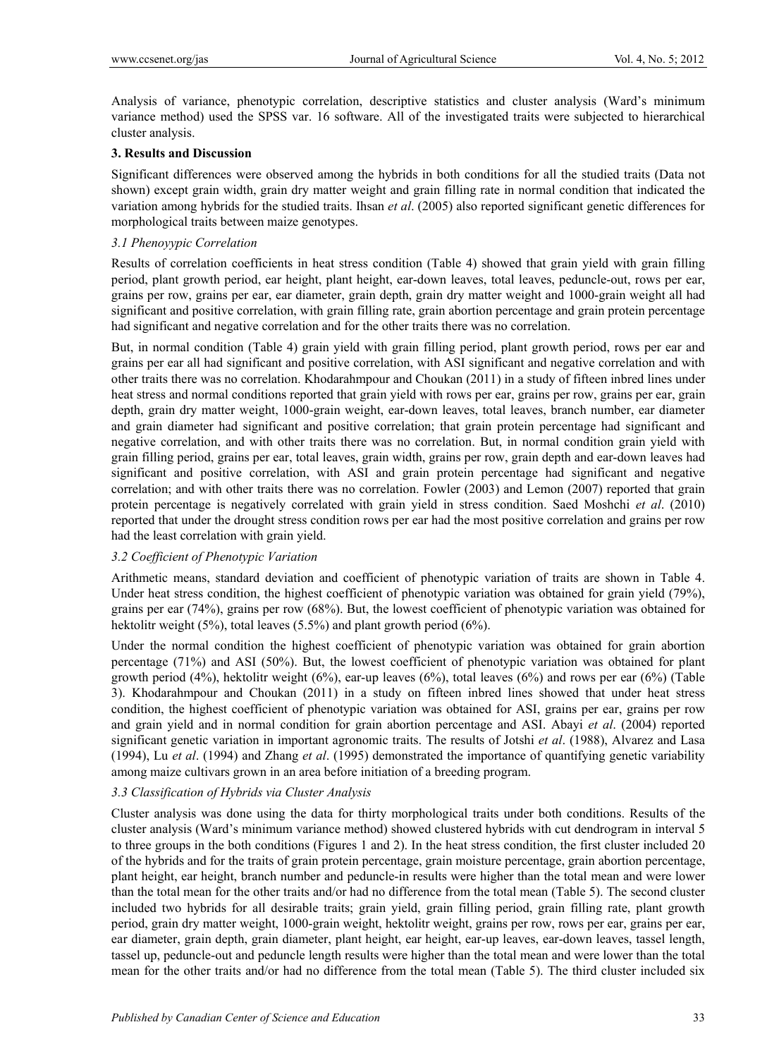Analysis of variance, phenotypic correlation, descriptive statistics and cluster analysis (Ward's minimum variance method) used the SPSS var. 16 software. All of the investigated traits were subjected to hierarchical cluster analysis.

## 3. Results and Discussion

Significant differences were observed among the hybrids in both conditions for all the studied traits (Data not shown) except grain width, grain dry matter weight and grain filling rate in normal condition that indicated the variation among hybrids for the studied traits. Ihsan *et al*. (2005) also reported significant genetic differences for morphological traits between maize genotypes.

### *3.1 Phenoyypic Correlation*

Results of correlation coefficients in heat stress condition (Table 4) showed that grain yield with grain filling period, plant growth period, ear height, plant height, ear-down leaves, total leaves, peduncle-out, rows per ear, grains per row, grains per ear, ear diameter, grain depth, grain dry matter weight and 1000-grain weight all had significant and positive correlation, with grain filling rate, grain abortion percentage and grain protein percentage had significant and negative correlation and for the other traits there was no correlation.

But, in normal condition (Table 4) grain yield with grain filling period, plant growth period, rows per ear and grains per ear all had significant and positive correlation, with ASI significant and negative correlation and with other traits there was no correlation. Khodarahmpour and Choukan (2011) in a study of fifteen inbred lines under heat stress and normal conditions reported that grain yield with rows per ear, grains per row, grains per ear, grain depth, grain dry matter weight, 1000-grain weight, ear-down leaves, total leaves, branch number, ear diameter and grain diameter had significant and positive correlation; that grain protein percentage had significant and negative correlation, and with other traits there was no correlation. But, in normal condition grain yield with grain filling period, grains per ear, total leaves, grain width, grains per row, grain depth and ear-down leaves had significant and positive correlation, with ASI and grain protein percentage had significant and negative correlation; and with other traits there was no correlation. Fowler (2003) and Lemon (2007) reported that grain protein percentage is negatively correlated with grain yield in stress condition. Saed Moshchi *et al*. (2010) reported that under the drought stress condition rows per ear had the most positive correlation and grains per row had the least correlation with grain yield.

### *3.2 Coefficient of Phenotypic Variation*

Arithmetic means, standard deviation and coefficient of phenotypic variation of traits are shown in Table 4. Under heat stress condition, the highest coefficient of phenotypic variation was obtained for grain yield (79%), grains per ear (74%), grains per row (68%). But, the lowest coefficient of phenotypic variation was obtained for hektolitr weight (5%), total leaves (5.5%) and plant growth period (6%).

Under the normal condition the highest coefficient of phenotypic variation was obtained for grain abortion percentage (71%) and ASI (50%). But, the lowest coefficient of phenotypic variation was obtained for plant growth period (4%), hektolitr weight (6%), ear-up leaves (6%), total leaves (6%) and rows per ear (6%) (Table 3). Khodarahmpour and Choukan (2011) in a study on fifteen inbred lines showed that under heat stress condition, the highest coefficient of phenotypic variation was obtained for ASI, grains per ear, grains per row and grain yield and in normal condition for grain abortion percentage and ASI. Abayi *et al*. (2004) reported significant genetic variation in important agronomic traits. The results of Jotshi *et al*. (1988), Alvarez and Lasa (1994), Lu *et al*. (1994) and Zhang *et al*. (1995) demonstrated the importance of quantifying genetic variability among maize cultivars grown in an area before initiation of a breeding program.

### *3.3 Classification of Hybrids via Cluster Analysis*

Cluster analysis was done using the data for thirty morphological traits under both conditions. Results of the cluster analysis (Ward's minimum variance method) showed clustered hybrids with cut dendrogram in interval 5 to three groups in the both conditions (Figures 1 and 2). In the heat stress condition, the first cluster included 20 of the hybrids and for the traits of grain protein percentage, grain moisture percentage, grain abortion percentage, plant height, ear height, branch number and peduncle-in results were higher than the total mean and were lower than the total mean for the other traits and/or had no difference from the total mean (Table 5). The second cluster included two hybrids for all desirable traits; grain yield, grain filling period, grain filling rate, plant growth period, grain dry matter weight, 1000-grain weight, hektolitr weight, grains per row, rows per ear, grains per ear, ear diameter, grain depth, grain diameter, plant height, ear height, ear-up leaves, ear-down leaves, tassel length, tassel up, peduncle-out and peduncle length results were higher than the total mean and were lower than the total mean for the other traits and/or had no difference from the total mean (Table 5). The third cluster included six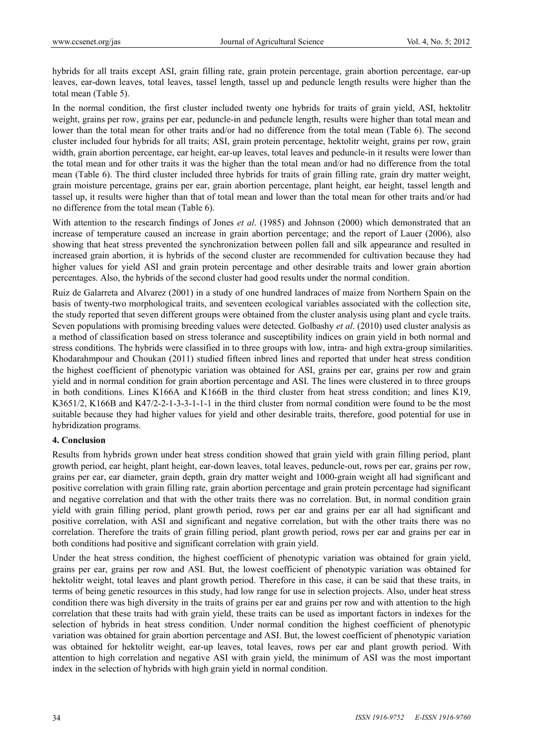hybrids for all traits except ASI, grain filling rate, grain protein percentage, grain abortion percentage, ear-up leaves, ear-down leaves, total leaves, tassel length, tassel up and peduncle length results were higher than the total mean (Table 5).

In the normal condition, the first cluster included twenty one hybrids for traits of grain yield, ASI, hektolitr weight, grains per row, grains per ear, peduncle-in and peduncle length, results were higher than total mean and lower than the total mean for other traits and/or had no difference from the total mean (Table 6). The second cluster included four hybrids for all traits; ASI, grain protein percentage, hektolitr weight, grains per row, grain width, grain abortion percentage, ear height, ear-up leaves, total leaves and peduncle-in it results were lower than the total mean and for other traits it was the higher than the total mean and/or had no difference from the total mean (Table 6). The third cluster included three hybrids for traits of grain filling rate, grain dry matter weight, grain moisture percentage, grains per ear, grain abortion percentage, plant height, ear height, tassel length and tassel up, it results were higher than that of total mean and lower than the total mean for other traits and/or had no difference from the total mean (Table 6).

With attention to the research findings of Jones *et al*. (1985) and Johnson (2000) which demonstrated that an increase of temperature caused an increase in grain abortion percentage; and the report of Lauer (2006), also showing that heat stress prevented the synchronization between pollen fall and silk appearance and resulted in increased grain abortion, it is hybrids of the second cluster are recommended for cultivation because they had higher values for yield ASI and grain protein percentage and other desirable traits and lower grain abortion percentages. Also, the hybrids of the second cluster had good results under the normal condition.

Ruiz de Galarreta and Alvarez (2001) in a study of one hundred landraces of maize from Northern Spain on the basis of twenty-two morphological traits, and seventeen ecological variables associated with the collection site, the study reported that seven different groups were obtained from the cluster analysis using plant and cycle traits. Seven populations with promising breeding values were detected. Golbashy *et al*. (2010) used cluster analysis as a method of classification based on stress tolerance and susceptibility indices on grain yield in both normal and stress conditions. The hybrids were classified in to three groups with low, intra- and high extra-group similarities. Khodarahmpour and Choukan (2011) studied fifteen inbred lines and reported that under heat stress condition the highest coefficient of phenotypic variation was obtained for ASI, grains per ear, grains per row and grain yield and in normal condition for grain abortion percentage and ASI. The lines were clustered in to three groups in both conditions. Lines K166A and K166B in the third cluster from heat stress condition; and lines K19, K3651/2, K166B and K47/2-2-1-3-3-1-1-1 in the third cluster from normal condition were found to be the most suitable because they had higher values for yield and other desirable traits, therefore, good potential for use in hybridization programs.

## 4. Conclusion

Results from hybrids grown under heat stress condition showed that grain yield with grain filling period, plant growth period, ear height, plant height, ear-down leaves, total leaves, peduncle-out, rows per ear, grains per row, grains per ear, ear diameter, grain depth, grain dry matter weight and 1000-grain weight all had significant and positive correlation with grain filling rate, grain abortion percentage and grain protein percentage had significant and negative correlation and that with the other traits there was no correlation. But, in normal condition grain yield with grain filling period, plant growth period, rows per ear and grains per ear all had significant and positive correlation, with ASI and significant and negative correlation, but with the other traits there was no correlation. Therefore the traits of grain filling period, plant growth period, rows per ear and grains per ear in both conditions had positive and significant correlation with grain yield.

Under the heat stress condition, the highest coefficient of phenotypic variation was obtained for grain yield, grains per ear, grains per row and ASI. But, the lowest coefficient of phenotypic variation was obtained for hektolitr weight, total leaves and plant growth period. Therefore in this case, it can be said that these traits, in terms of being genetic resources in this study, had low range for use in selection projects. Also, under heat stress condition there was high diversity in the traits of grains per ear and grains per row and with attention to the high correlation that these traits had with grain yield, these traits can be used as important factors in indexes for the selection of hybrids in heat stress condition. Under normal condition the highest coefficient of phenotypic variation was obtained for grain abortion percentage and ASI. But, the lowest coefficient of phenotypic variation was obtained for hektolitr weight, ear-up leaves, total leaves, rows per ear and plant growth period. With attention to high correlation and negative ASI with grain yield, the minimum of ASI was the most important index in the selection of hybrids with high grain yield in normal condition.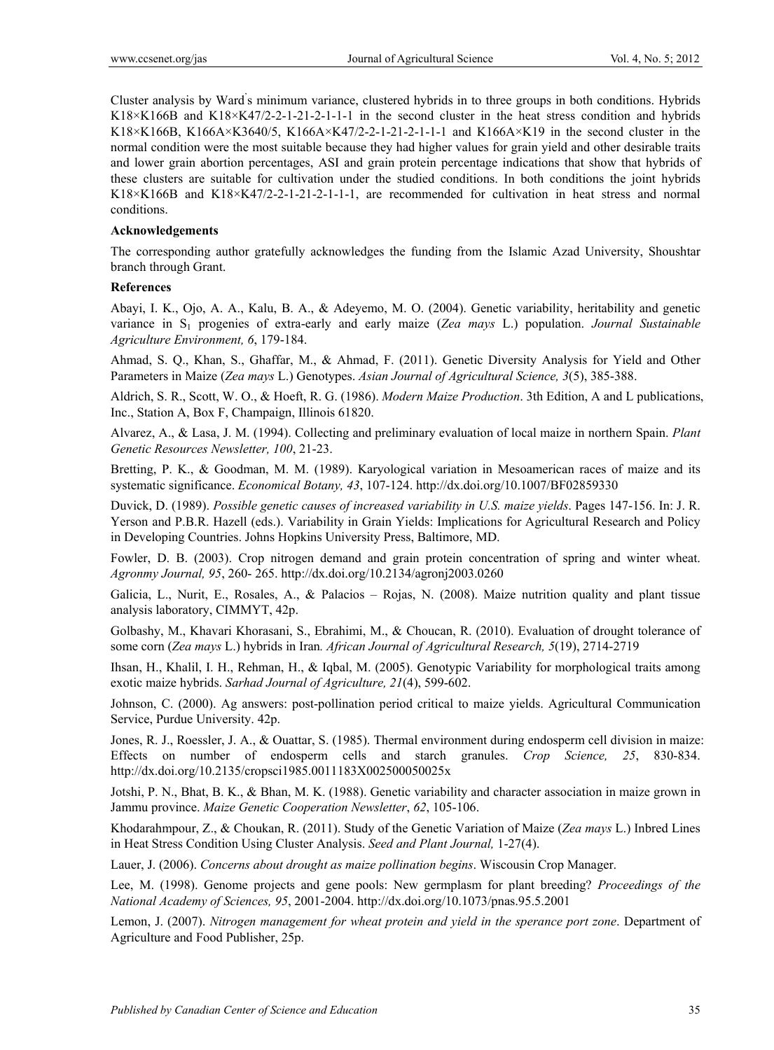Cluster analysis by Ward's minimum variance, clustered hybrids in to three groups in both conditions. Hybrids K18×K166B and K18×K47/2-2-1-21-2-1-1-1 in the second cluster in the heat stress condition and hybrids K18×K166B, K166A×K3640/5, K166A×K47/2-2-1-21-2-1-1-1 and K166A×K19 in the second cluster in the normal condition were the most suitable because they had higher values for grain yield and other desirable traits and lower grain abortion percentages, ASI and grain protein percentage indications that show that hybrids of these clusters are suitable for cultivation under the studied conditions. In both conditions the joint hybrids K18×K166B and K18×K47/2-2-1-21-2-1-1-1, are recommended for cultivation in heat stress and normal conditions.

**Acknowledgements**

The corresponding author gratefully acknowledges the funding from the Islamic Azad University, Shoushtar branch through Grant.

**References**

Abayi, I. K., Ojo, A. A., Kalu, B. A., & Adeyemo, M. O. (2004). Genetic variability, heritability and genetic variance in $S_1$ progenies of extra-early and early maize (*Zea mays* L.) population. *Journal Sustainable Agriculture Environment, 6*, 179-184.

Ahmad, S. Q., Khan, S., Ghaffar, M., & Ahmad, F. (2011). Genetic Diversity Analysis for Yield and Other Parameters in Maize (*Zea mays* L.) Genotypes. *Asian Journal of Agricultural Science, 3*(5), 385-388.

Aldrich, S. R., Scott, W. O., & Hoeft, R. G. (1986). *Modern Maize Production*. 3th Edition, A and L publications, Inc., Station A, Box F, Champaign, Illinois 61820.

Alvarez, A., & Lasa, J. M. (1994). Collecting and preliminary evaluation of local maize in northern Spain. *Plant Genetic Resources Newsletter, 100*, 21-23.

Bretting, P. K., & Goodman, M. M. (1989). Karyological variation in Mesoamerican races of maize and its systematic significance. *Economical Botany, 43*, 107-124. http://dx.doi.org/10.1007/BF02859330

Duvick, D. (1989). *Possible genetic causes of increased variability in U.S. maize yields*. Pages 147-156. In: J. R. Yerson and P.B.R. Hazell (eds.). Variability in Grain Yields: Implications for Agricultural Research and Policy in Developing Countries. Johns Hopkins University Press, Baltimore, MD.

Fowler, D. B. (2003). Crop nitrogen demand and grain protein concentration of spring and winter wheat. *Agronmy Journal, 95*, 260- 265. http://dx.doi.org/10.2134/agronj2003.0260

Galicia, L., Nurit, E., Rosales, A., & Palacios – Rojas, N. (2008). Maize nutrition quality and plant tissue analysis laboratory, CIMMYT, 42p.

Golbashy, M., Khavari Khorasani, S., Ebrahimi, M., & Choucan, R. (2010). Evaluation of drought tolerance of some corn (*Zea mays* L.) hybrids in Iran. *African Journal of Agricultural Research, 5*(19), 2714-2719

Ihsan, H., Khalil, I. H., Rehman, H., & Iqbal, M. (2005). Genotypic Variability for morphological traits among exotic maize hybrids. *Sarhad Journal of Agriculture, 21*(4), 599-602.

Johnson, C. (2000). Ag answers: post-pollination period critical to maize yields. Agricultural Communication Service, Purdue University. 42p.

Jones, R. J., Roessler, J. A., & Ouattar, S. (1985). Thermal environment during endosperm cell division in maize: Effects on number of endosperm cells and starch granules. *Crop Science, 25*, 830-834. http://dx.doi.org/10.2135/cropsci1985.0011183X002500050025x

Jotshi, P. N., Bhat, B. K., & Bhan, M. K. (1988). Genetic variability and character association in maize grown in Jammu province. *Maize Genetic Cooperation Newsletter*, *62*, 105-106.

Khodarahmpour, Z., & Choukan, R. (2011). Study of the Genetic Variation of Maize (*Zea mays* L.) Inbred Lines in Heat Stress Condition Using Cluster Analysis. *Seed and Plant Journal,* 1-27(4).

Lauer, J. (2006). *Concerns about drought as maize pollination begins*. Wiscousin Crop Manager.

Lee, M. (1998). Genome projects and gene pools: New germplasm for plant breeding? *Proceedings of the National Academy of Sciences, 95*, 2001-2004. http://dx.doi.org/10.1073/pnas.95.5.2001

Lemon, J. (2007). *Nitrogen management for wheat protein and yield in the sperance port zone*. Department of Agriculture and Food Publisher, 25p.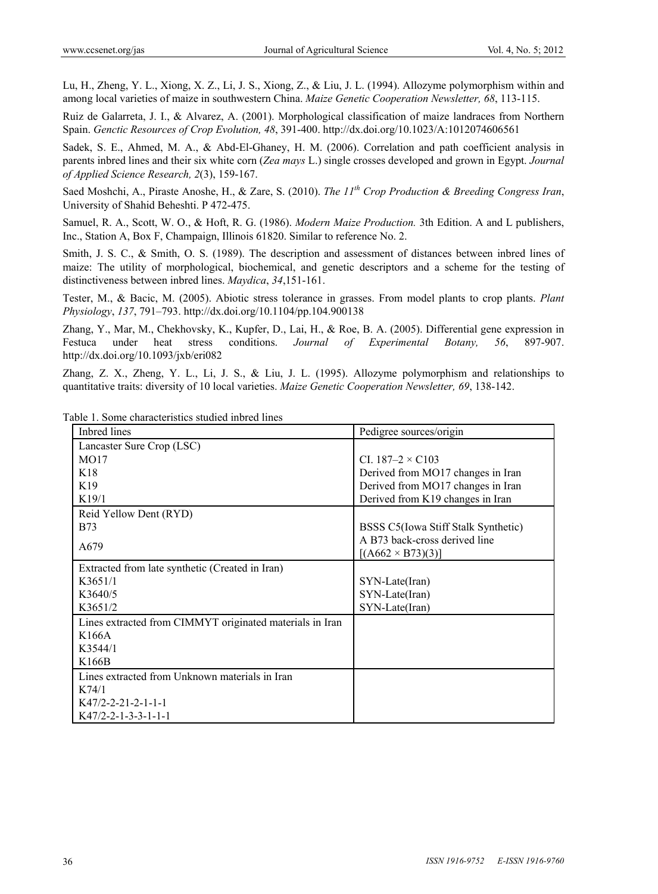Lu, H., Zheng, Y. L., Xiong, X. Z., Li, J. S., Xiong, Z., & Liu, J. L. (1994). Allozyme polymorphism within and among local varieties of maize in southwestern China. *Maize Genetic Cooperation Newsletter, 68*, 113-115.

Ruiz de Galarreta, J. I., & Alvarez, A. (2001). Morphological classification of maize landraces from Northern Spain. *G850ctic Resources of Crop Evolution, 48*, 391-400. http://dx.doi.org/10.1023/A:1012074606561

Sadek, S. E., Ahmed, M. A., & Abd-El-Ghaney, H. M. (2006). Correlation and path coefficient analysis in parents inbred lines and their six white corn (*Zea mays* L.) single crosses developed and grown in Egypt. *Journal of Applied Science Research, 2*(3), 159-167.

Saed Moshchi, A., Piraste Anoshe, H., & Zare, S. (2010). *The 11th Crop Production & Breeding Congress Iran*, University of Shahid Beheshti. P 472-475.

Samuel, R. A., Scott, W. O., & Hoft, R. G. (1986). *Modern Maize Production.* 3th Edition. A and L publishers, Inc., Station A, Box F, Champaign, Illinois 61820. Similar to reference No. 2.

Smith, J. S. C., & Smith, O. S. (1989). The description and assessment of distances between inbred lines of maize: The utility of morphological, biochemical, and genetic descriptors and a scheme for the testing of distinctiveness between inbred lines. *Maydica*, *34*,151-161.

Tester, M., & Bacic, M. (2005). Abiotic stress tolerance in grasses. From model plants to crop plants. *Plant Physiology*, *137*, 791–793. http://dx.doi.org/10.1104/pp.104.900138

Zhang, Y., Mar, M., Chekhovsky, K., Kupfer, D., Lai, H., & Roe, B. A. (2005). Differential gene expression in Festuca under heat stress conditions. *Journal of Experimental Botany, 56*, 897-907. http://dx.doi.org/10.1093/jxb/eri082

Zhang, Z. X., Zheng, Y. L., Li, J. S., & Liu, J. L. (1995). Allozyme polymorphism and relationships to quantitative traits: diversity of 10 local varieties. *Maize Genetic Cooperation Newsletter, 69*, 138-142.

Table 1. Some characteristics studied inbred lines

| Inbred lines | Pedigree sources/origin |
| --- | --- |
| Lancaster Sure Crop (LSC) | |
| MO17 | CI. 187–2 × C103 |
| K18 | Derived from MO17 changes in Iran |
| K19 | Derived from MO17 changes in Iran |
| K19/1 | Derived from K19 changes in Iran |
| Reid Yellow Dent (RYD) | |
| B73 | BSSS C5(Iowa Stiff Stalk Synthetic) |
| A679 | A B73 back-cross derived line [(A662 × B73)(3)] |
| Extracted from late synthetic (Created in Iran) | |
| K3651/1 | SYN-Late(Iran) |
| K3640/5 | SYN-Late(Iran) |
| K3651/2 | SYN-Late(Iran) |
| Lines extracted from CIMMYT originated materials in Iran | |
| K166A | |
| K3544/1 | |
| K166B | |
| Lines extracted from Unknown materials in Iran | |
| K74/1 | |
| K47/2-2-21-2-1-1 | |
| K47/2-2-1-3-3-1-1-1 | |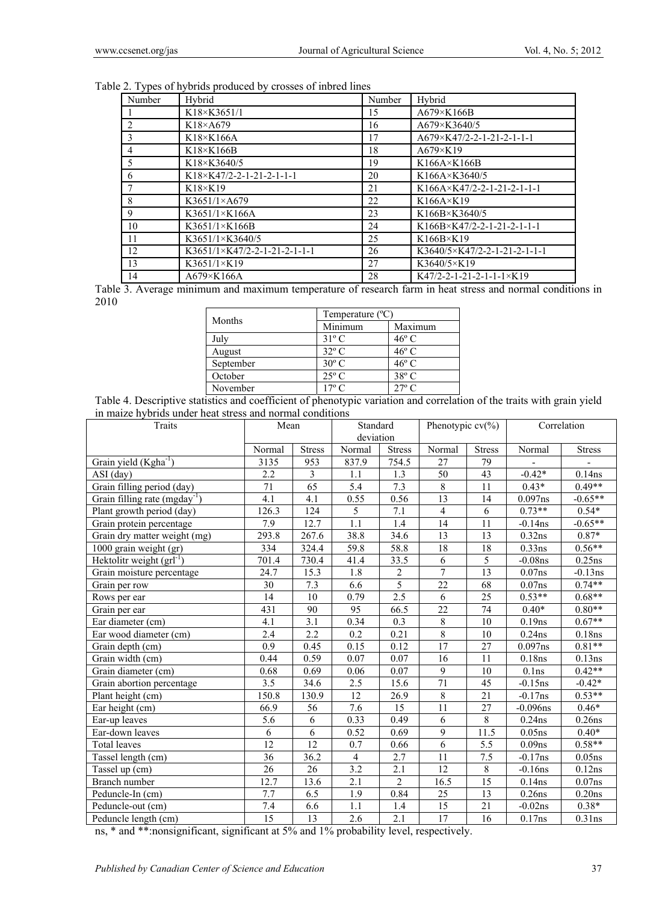Table 2. Types of hybrids produced by crosses of inbred lines

| Number | Hybrid | Number | Hybrid |
|---|---|---|---|
| 1 | K18×K3651/1 | 15 | A679×K166B |
| 2 | K18×A679 | 16 | A679×K3640/5 |
| 3 | K18×K166A | 17 | A679×K47/2-2-1-21-2-1-1-1 |
| 4 | K18×K166B | 18 | A679×K19 |
| 5 | K18×K3640/5 | 19 | K166A×K166B |
| 6 | K18×K47/2-2-1-21-2-1-1-1 | 20 | K166A×K3640/5 |
| 7 | K18×K19 | 21 | K166A×K47/2-2-1-21-2-1-1-1 |
| 8 | K3651/1×A679 | 22 | K166A×K19 |
| 9 | K3651/1×K166A | 23 | K166B×K3640/5 |
| 10 | K3651/1×K166B | 24 | K166B×K47/2-2-1-21-2-1-1-1 |
| 11 | K3651/1×K3640/5 | 25 | K166B×K19 |
| 12 | K3651/1×K47/2-2-1-21-2-1-1-1 | 26 | K3640/5×K47/2-2-1-21-2-1-1-1 |
| 13 | K3651/1×K19 | 27 | K3640/5×K19 |
| 14 | A679×K166A | 28 | K47/2-2-1-21-2-1-1-1×K19 |

Table 3. Average minimum and maximum temperature of research farm in heat stress and normal conditions in 2010

| Months | Temperature (ºC) | |
|---|---|---|
| | Minimum | Maximum |
| July | 31º C | 46º C |
| August | 32º C | 46º C |
| September | 30º C | 46º C |
| October | 25º C | 38º C |
| November | 17º C | 27º C |

Table 4. Descriptive statistics and coefficient of phenotypic variation and correlation of the traits with grain yield in maize hybrids under heat stress and normal conditions

| Traits | Mean | | Standard deviation | | Phenotypic cv(%) | | Correlation | |
|---|---|---|---|---|---|---|---|---|
| | Normal | Stress | Normal | Stress | Normal | Stress | Normal | Stress |
| Grain yield (Kgha$^{-1}$) | 3135 | 953 | 837.9 | 754.5 | 27 | 79 | - | - |
| ASI (day) | 2.2 | 3 | 1.1 | 1.3 | 50 | 43 | -0.42* | 0.14ns |
| Grain filling period (day) | 71 | 65 | 5.4 | 7.3 | 8 | 11 | 0.43* | 0.49** |
| Grain filling rate (mgday$^{-1}$) | 4.1 | 4.1 | 0.55 | 0.56 | 13 | 14 | 0.097ns | -0.65** |
| Plant growth period (day) | 126.3 | 124 | 5 | 7.1 | 4 | 6 | 0.73** | 0.54* |
| Grain protein percentage | 7.9 | 12.7 | 1.1 | 1.4 | 14 | 11 | -0.14ns | -0.65** |
| Grain dry matter weight (mg) | 293.8 | 267.6 | 38.8 | 34.6 | 13 | 13 | 0.32ns | 0.87* |
| 1000 grain weight (gr) | 334 | 324.4 | 59.8 | 58.8 | 18 | 18 | 0.33ns | 0.56** |
| Hektolitr weight (grl$^{-1}$) | 701.4 | 730.4 | 41.4 | 33.5 | 6 | 5 | -0.08ns | 0.25ns |
| Grain moisture percentage | 24.7 | 15.3 | 1.8 | 2 | 7 | 13 | 0.07ns | -0.13ns |
| Grain per row | 30 | 7.3 | 6.6 | 5 | 22 | 68 | 0.07ns | 0.74** |
| Rows per ear | 14 | 10 | 0.79 | 2.5 | 6 | 25 | 0.53** | 0.68** |
| Grain per ear | 431 | 90 | 95 | 66.5 | 22 | 74 | 0.40* | 0.80** |
| Ear diameter (cm) | 4.1 | 3.1 | 0.34 | 0.3 | 8 | 10 | 0.19ns | 0.67** |
| Ear wood diameter (cm) | 2.4 | 2.2 | 0.2 | 0.21 | 8 | 10 | 0.24ns | 0.18ns |
| Grain depth (cm) | 0.9 | 0.45 | 0.15 | 0.12 | 17 | 27 | 0.097ns | 0.81** |
| Grain width (cm) | 0.44 | 0.59 | 0.07 | 0.07 | 16 | 11 | 0.18ns | 0.13ns |
| Grain diameter (cm) | 0.68 | 0.69 | 0.06 | 0.07 | 9 | 10 | 0.1ns | 0.42** |
| Grain abortion percentage | 3.5 | 34.6 | 2.5 | 15.6 | 71 | 45 | -0.15ns | -0.42* |
| Plant height (cm) | 150.8 | 130.9 | 12 | 26.9 | 8 | 21 | -0.17ns | 0.53** |
| Ear height (cm) | 66.9 | 56 | 7.6 | 15 | 11 | 27 | -0.096ns | 0.46* |
| Ear-up leaves | 5.6 | 6 | 0.33 | 0.49 | 6 | 8 | 0.24ns | 0.26ns |
| Ear-down leaves | 6 | 6 | 0.52 | 0.69 | 9 | 11.5 | 0.05ns | 0.40* |
| Total leaves | 12 | 12 | 0.7 | 0.66 | 6 | 5.5 | 0.09ns | 0.58** |
| Tassel length (cm) | 36 | 36.2 | 4 | 2.7 | 11 | 7.5 | -0.17ns | 0.05ns |
| Tassel up (cm) | 26 | 26 | 3.2 | 2.1 | 12 | 8 | -0.16ns | 0.12ns |
| Branch number | 12.7 | 13.6 | 2.1 | 2 | 16.5 | 15 | 0.14ns | 0.07ns |
| Peduncle-In (cm) | 7.7 | 6.5 | 1.9 | 0.84 | 25 | 13 | 0.26ns | 0.20ns |
| Peduncle-out (cm) | 7.4 | 6.6 | 1.1 | 1.4 | 15 | 21 | -0.02ns | 0.38* |
| Peduncle length (cm) | 15 | 13 | 2.6 | 2.1 | 17 | 16 | 0.17ns | 0.31ns |

ns, * and **:nonsignificant, significant at 5% and 1% probability level, respectively.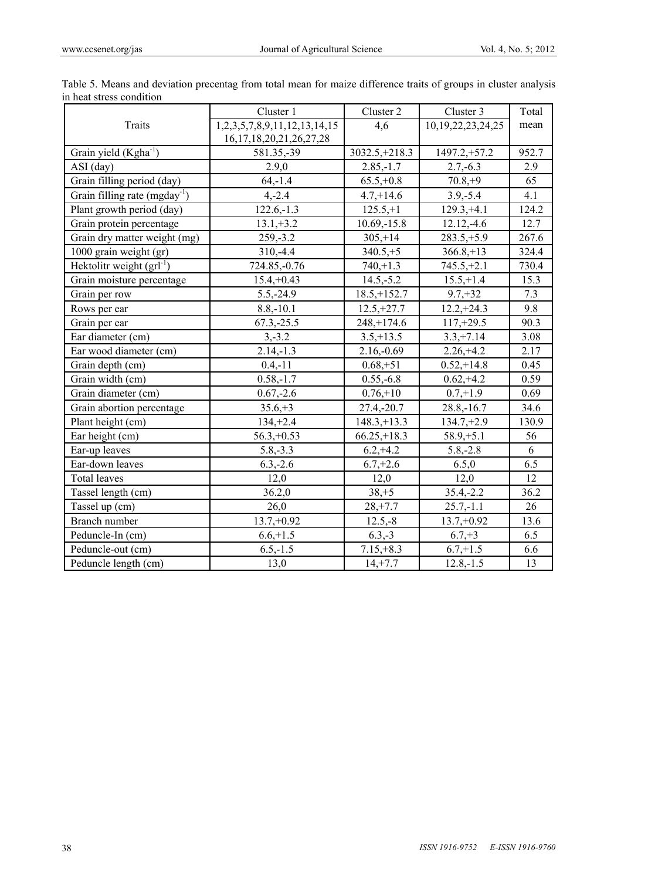Table 5. Means and deviation precentag from total mean for maize difference traits of groups in cluster analysis in heat stress condition

| Traits | Cluster 1<br>1,2,3,5,7,8,9,11,12,13,14,15<br>16,17,18,20,21,26,27,28 | Cluster 2<br>4,6 | Cluster 3<br>10,19,22,23,24,25 | Total mean |
|---|---|---|---|---|
| Grain yield (Kgha$^{-1}$) | 581.35,-39 | 3032.5,+218.3 | 1497.2,+57.2 | 952.7 |
| ASI (day) | 2.9,0 | 2.85,-1.7 | 2.7,-6.3 | 2.9 |
| Grain filling period (day) | 64,-1.4 | 65.5,+0.8 | 70.8,+9 | 65 |
| Grain filling rate (mgday$^{-1}$) | 4,-2.4 | 4.7,+14.6 | 3.9,-5.4 | 4.1 |
| Plant growth period (day) | 122.6,-1.3 | 125.5,+1 | 129.3,+4.1 | 124.2 |
| Grain protein percentage | 13.1,+3.2 | 10.69,-15.8 | 12.12,-4.6 | 12.7 |
| Grain dry matter weight (mg) | 259,-3.2 | 305,+14 | 283.5,+5.9 | 267.6 |
| 1000 grain weight (gr) | 310,-4.4 | 340.5,+5 | 366.8,+13 | 324.4 |
| Hektolitr weight (grl$^{-1}$) | 724.85,-0.76 | 740,+1.3 | 745.5,+2.1 | 730.4 |
| Grain moisture percentage | 15.4,+0.43 | 14.5,-5.2 | 15.5,+1.4 | 15.3 |
| Grain per row | 5.5,-24.9 | 18.5,+152.7 | 9.7,+32 | 7.3 |
| Rows per ear | 8.8,-10.1 | 12.5,+27.7 | 12.2,+24.3 | 9.8 |
| Grain per ear | 67.3,-25.5 | 248,+174.6 | 117,+29.5 | 90.3 |
| Ear diameter (cm) | 3,-3.2 | 3.5,+13.5 | 3.3,+7.14 | 3.08 |
| Ear wood diameter (cm) | 2.14,-1.3 | 2.16,-0.69 | 2.26,+4.2 | 2.17 |
| Grain depth (cm) | 0.4,-11 | 0.68,+51 | 0.52,+14.8 | 0.45 |
| Grain width (cm) | 0.58,-1.7 | 0.55,-6.8 | 0.62,+4.2 | 0.59 |
| Grain diameter (cm) | 0.67,-2.6 | 0.76,+10 | 0.7,+1.9 | 0.69 |
| Grain abortion percentage | 35.6,+3 | 27.4,-20.7 | 28.8,-16.7 | 34.6 |
| Plant height (cm) | 134,+2.4 | 148.3,+13.3 | 134.7,+2.9 | 130.9 |
| Ear height (cm) | 56.3,+0.53 | 66.25,+18.3 | 58.9,+5.1 | 56 |
| Ear-up leaves | 5.8,-3.3 | 6.2,+4.2 | 5.8,-2.8 | 6 |
| Ear-down leaves | 6.3,-2.6 | 6.7,+2.6 | 6.5,0 | 6.5 |
| Total leaves | 12,0 | 12,0 | 12,0 | 12 |
| Tassel length (cm) | 36.2,0 | 38,+5 | 35.4,-2.2 | 36.2 |
| Tassel up (cm) | 26,0 | 28,+7.7 | 25.7,-1.1 | 26 |
| Branch number | 13.7,+0.92 | 12.5,-8 | 13.7,+0.92 | 13.6 |
| Peduncle-In (cm) | 6.6,+1.5 | 6.3,-3 | 6.7,+3 | 6.5 |
| Peduncle-out (cm) | 6.5,-1.5 | 7.15,+8.3 | 6.7,+1.5 | 6.6 |
| Peduncle length (cm) | 13,0 | 14,+7.7 | 12.8,-1.5 | 13 |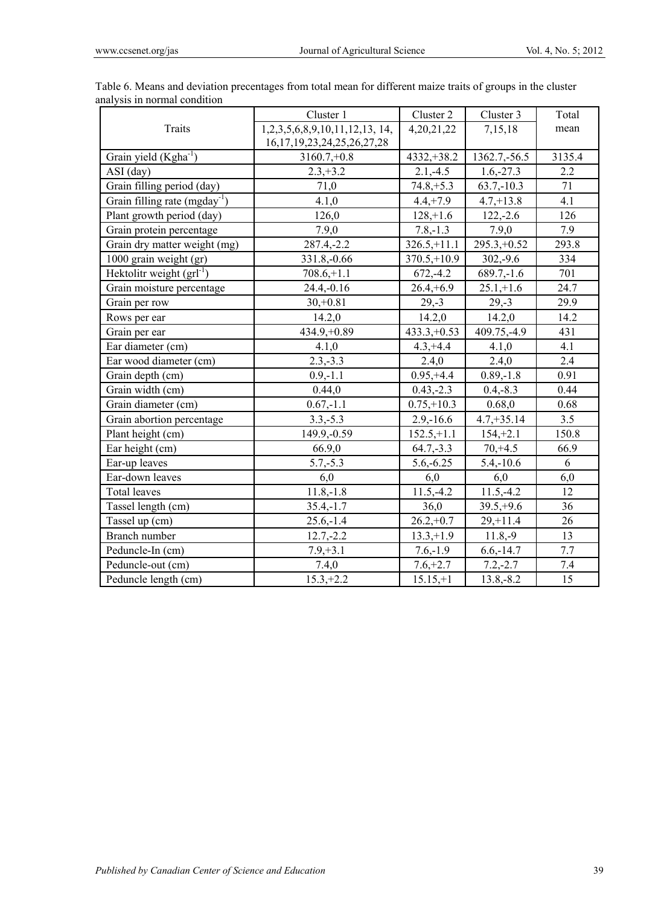Table 6. Means and deviation precentages from total mean for different maize traits of groups in the cluster analysis in normal condition

| Traits | Cluster 1<br>1,2,3,5,6,8,9,10,11,12,13, 14, 16,17,19,23,24,25,26,27,28 | Cluster 2<br>4,20,21,22 | Cluster 3<br>7,15,18 | Total mean |
|---|---|---|---|---|
| Grain yield ($Kgha^{-1}$) | 3160.7,+0.8 | 4332,+38.2 | 1362.7,-56.5 | 3135.4 |
| ASI (day) | 2.3,+3.2 | 2.1,-4.5 | 1.6,-27.3 | 2.2 |
| Grain filling period (day) | 71,0 | 74.8,+5.3 | 63.7,-10.3 | 71 |
| Grain filling rate ($mgday^{-1}$) | 4.1,0 | 4.4,+7.9 | 4.7,+13.8 | 4.1 |
| Plant growth period (day) | 126,0 | 128,+1.6 | 122,-2.6 | 126 |
| Grain protein percentage | 7.9,0 | 7.8,-1.3 | 7.9,0 | 7.9 |
| Grain dry matter weight (mg) | 287.4,-2.2 | 326.5,+11.1 | 295.3,+0.52 | 293.8 |
| 1000 grain weight (gr) | 331.8,-0.66 | 370.5,+10.9 | 302,-9.6 | 334 |
| Hektolitr weight ($grl^{-1}$) | 708.6,+1.1 | 672,-4.2 | 689.7,-1.6 | 701 |
| Grain moisture percentage | 24.4,-0.16 | 26.4,+6.9 | 25.1,+1.6 | 24.7 |
| Grain per row | 30,+0.81 | 29,-3 | 29,-3 | 29.9 |
| Rows per ear | 14.2,0 | 14.2,0 | 14.2,0 | 14.2 |
| Grain per ear | 434.9,+0.89 | 433.3,+0.53 | 409.75,-4.9 | 431 |
| Ear diameter (cm) | 4.1,0 | 4.3,+4.4 | 4.1,0 | 4.1 |
| Ear wood diameter (cm) | 2.3,-3.3 | 2.4,0 | 2.4,0 | 2.4 |
| Grain depth (cm) | 0.9,-1.1 | 0.95,+4.4 | 0.89,-1.8 | 0.91 |
| Grain width (cm) | 0.44,0 | 0.43,-2.3 | 0.4,-8.3 | 0.44 |
| Grain diameter (cm) | 0.67,-1.1 | 0.75,+10.3 | 0.68,0 | 0.68 |
| Grain abortion percentage | 3.3,-5.3 | 2.9,-16.6 | 4.7,+35.14 | 3.5 |
| Plant height (cm) | 149.9,-0.59 | 152.5,+1.1 | 154,+2.1 | 150.8 |
| Ear height (cm) | 66.9,0 | 64.7,-3.3 | 70,+4.5 | 66.9 |
| Ear-up leaves | 5.7,-5.3 | 5.6,-6.25 | 5.4,-10.6 | 6 |
| Ear-down leaves | 6,0 | 6,0 | 6,0 | 6,0 |
| Total leaves | 11.8,-1.8 | 11.5,-4.2 | 11.5,-4.2 | 12 |
| Tassel length (cm) | 35.4,-1.7 | 36,0 | 39.5,+9.6 | 36 |
| Tassel up (cm) | 25.6,-1.4 | 26.2,+0.7 | 29,+11.4 | 26 |
| Branch number | 12.7,-2.2 | 13.3,+1.9 | 11.8,-9 | 13 |
| Peduncle-In (cm) | 7.9,+3.1 | 7.6,-1.9 | 6.6,-14.7 | 7.7 |
| Peduncle-out (cm) | 7.4,0 | 7.6,+2.7 | 7.2,-2.7 | 7.4 |
| Peduncle length (cm) | 15.3,+2.2 | 15.15,+1 | 13.8,-8.2 | 15 |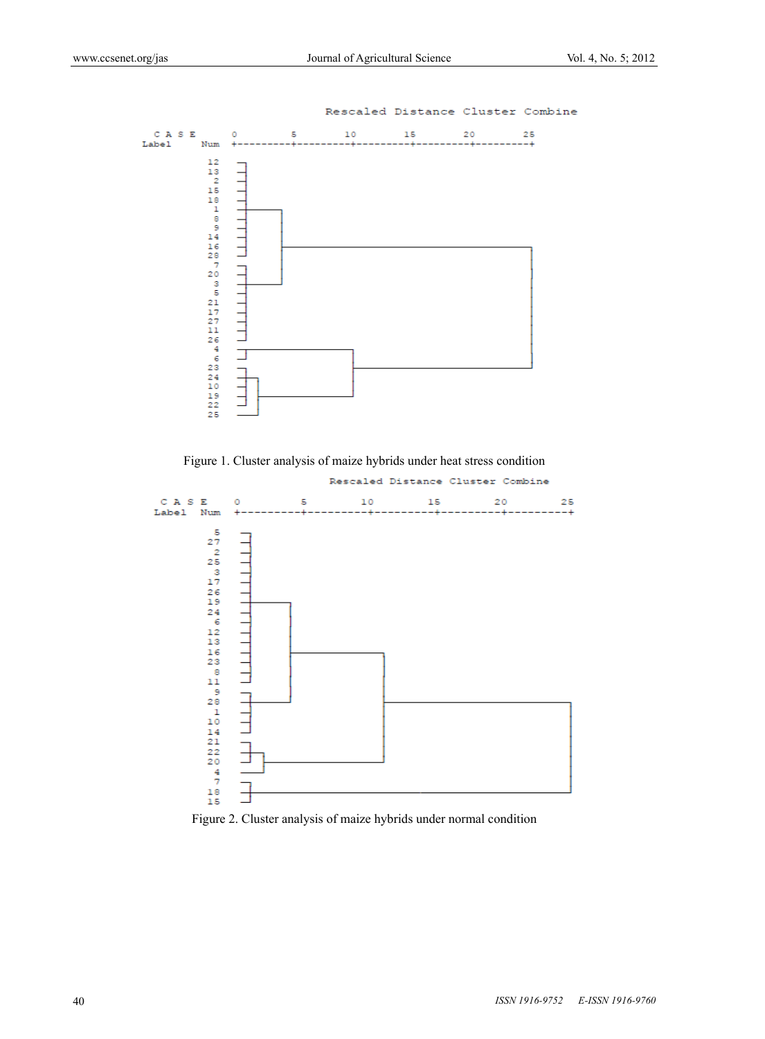Rescaled Distance Cluster Combine

C A S E
Label Num
0 5 10 15 20 25

12
13
2
15
18
1
8
9
14
16
28
7
20
3
5
21
17
27
11
26
4
6
23
24
10
19
22
25

Figure 1. Cluster analysis of maize hybrids under heat stress condition

Rescaled Distance Cluster Combine

C A S E
Label Num
0 5 10 15 20 25

5
27
2
25
3
17
26
19
24
6
12
13
16
23
8
11
9
28
1
10
14
21
22
20
4
7
18
15

Figure 2. Cluster analysis of maize hybrids under normal condition